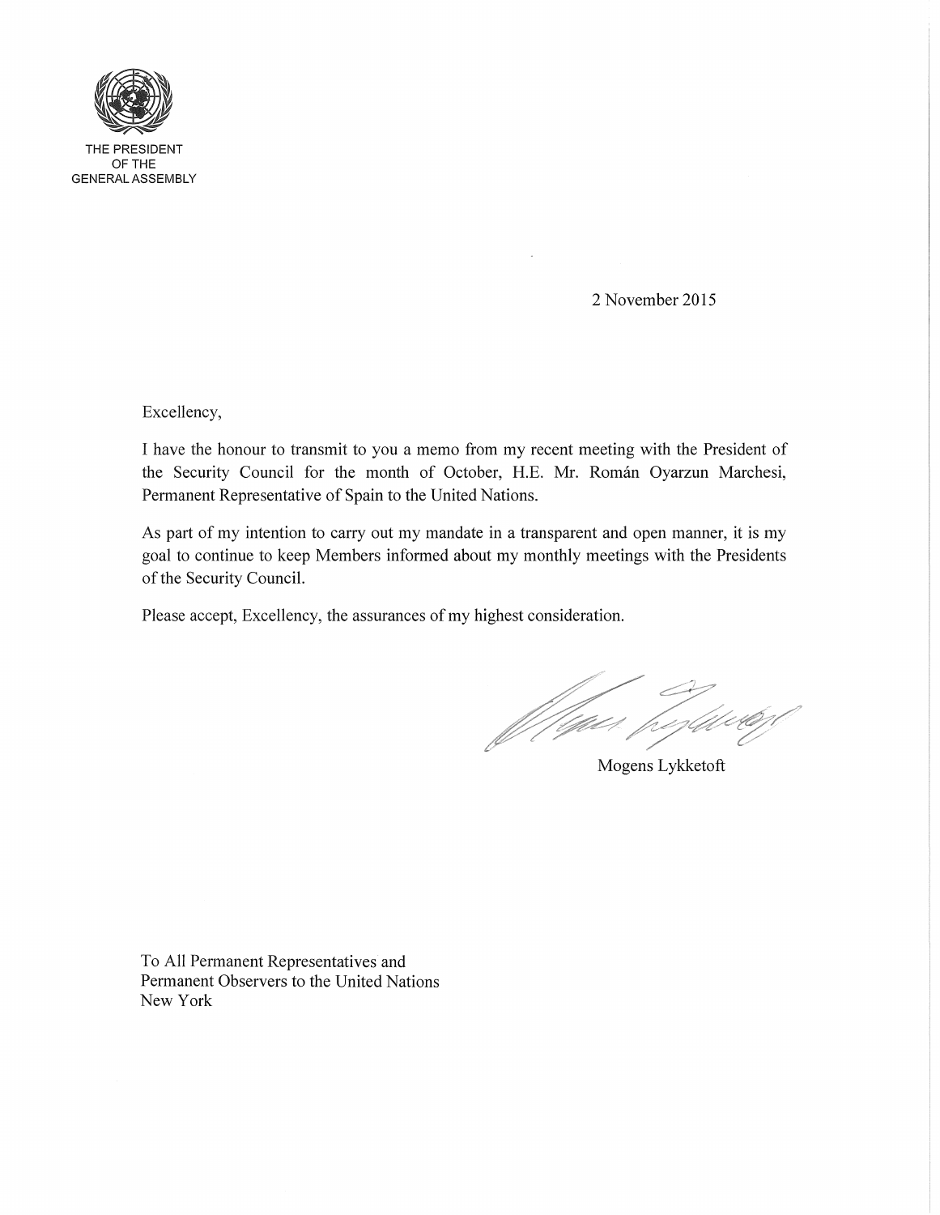THE PRESIDENT
OF THE
GENERAL ASSEMBLY

2 November 2015

Excellency,

I have the honour to transmit to you a memo from my recent meeting with the President of the Security Council for the month of October, H.E. Mr. Román Oyarzun Marchesi, Permanent Representative of Spain to the United Nations.

As part of my intention to carry out my mandate in a transparent and open manner, it is my goal to continue to keep Members informed about my monthly meetings with the Presidents of the Security Council.

Please accept, Excellency, the assurances of my highest consideration.

Mogens Lykketoft

To All Permanent Representatives and
Permanent Observers to the United Nations
New York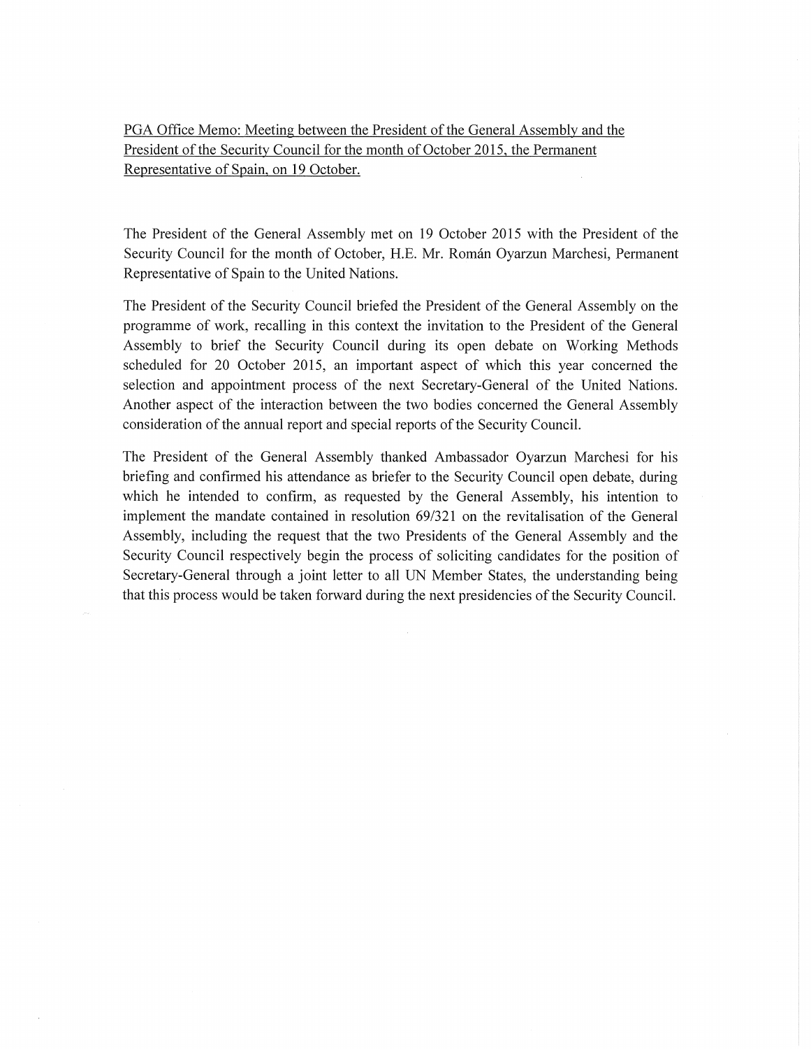PGA Office Memo: Meeting between the President of the General Assembly and the President of the Security Council for the month of October 2015, the Permanent Representative of Spain, on 19 October.

The President of the General Assembly met on 19 October 2015 with the President of the Security Council for the month of October, H.E. Mr. Román Oyarzun Marchesi, Permanent Representative of Spain to the United Nations.

The President of the Security Council briefed the President of the General Assembly on the programme of work, recalling in this context the invitation to the President of the General Assembly to brief the Security Council during its open debate on Working Methods scheduled for 20 October 2015, an important aspect of which this year concerned the selection and appointment process of the next Secretary-General of the United Nations. Another aspect of the interaction between the two bodies concerned the General Assembly consideration of the annual report and special reports of the Security Council.

The President of the General Assembly thanked Ambassador Oyarzun Marchesi for his briefing and confirmed his attendance as briefer to the Security Council open debate, during which he intended to confirm, as requested by the General Assembly, his intention to implement the mandate contained in resolution 69/321 on the revitalisation of the General Assembly, including the request that the two Presidents of the General Assembly and the Security Council respectively begin the process of soliciting candidates for the position of Secretary-General through a joint letter to all UN Member States, the understanding being that this process would be taken forward during the next presidencies of the Security Council.